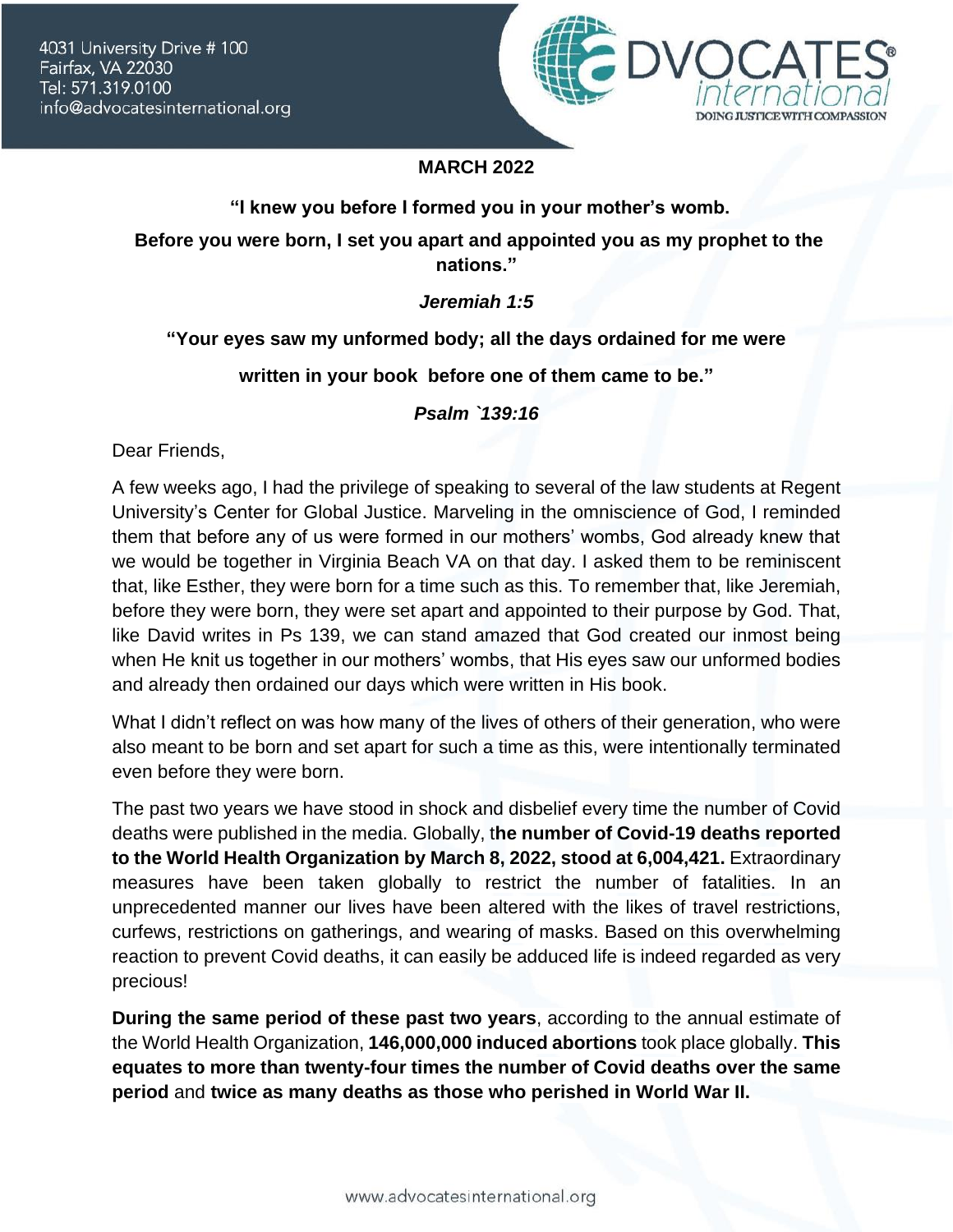4031 University Drive # 100
Fairfax, VA 22030
Tel: 571.319.0100
info@advocatesinternational.org

ADVOCATES® international
DOING JUSTICE WITH COMPASSION

**MARCH 2022**

**"I knew you before I formed you in your mother's womb.**

**Before you were born, I set you apart and appointed you as my prophet to the nations."**

***Jeremiah 1:5***

**"Your eyes saw my unformed body; all the days ordained for me were**

**written in your book before one of them came to be."**

***Psalm `139:16***

Dear Friends,

A few weeks ago, I had the privilege of speaking to several of the law students at Regent University's Center for Global Justice. Marveling in the omniscience of God, I reminded them that before any of us were formed in our mothers' wombs, God already knew that we would be together in Virginia Beach VA on that day. I asked them to be reminiscent that, like Esther, they were born for a time such as this. To remember that, like Jeremiah, before they were born, they were set apart and appointed to their purpose by God. That, like David writes in Ps 139, we can stand amazed that God created our inmost being when He knit us together in our mothers' wombs, that His eyes saw our unformed bodies and already then ordained our days which were written in His book.

What I didn't reflect on was how many of the lives of others of their generation, who were also meant to be born and set apart for such a time as this, were intentionally terminated even before they were born.

The past two years we have stood in shock and disbelief every time the number of Covid deaths were published in the media. Globally, t**he number of Covid-19 deaths reported to the World Health Organization by March 8, 2022, stood at 6,004,421.** Extraordinary measures have been taken globally to restrict the number of fatalities. In an unprecedented manner our lives have been altered with the likes of travel restrictions, curfews, restrictions on gatherings, and wearing of masks. Based on this overwhelming reaction to prevent Covid deaths, it can easily be adduced life is indeed regarded as very precious!

**During the same period of these past two years**, according to the annual estimate of the World Health Organization, **146,000,000 induced abortions** took place globally. **This equates to more than twenty-four times the number of Covid deaths over the same period** and **twice as many deaths as those who perished in World War II.**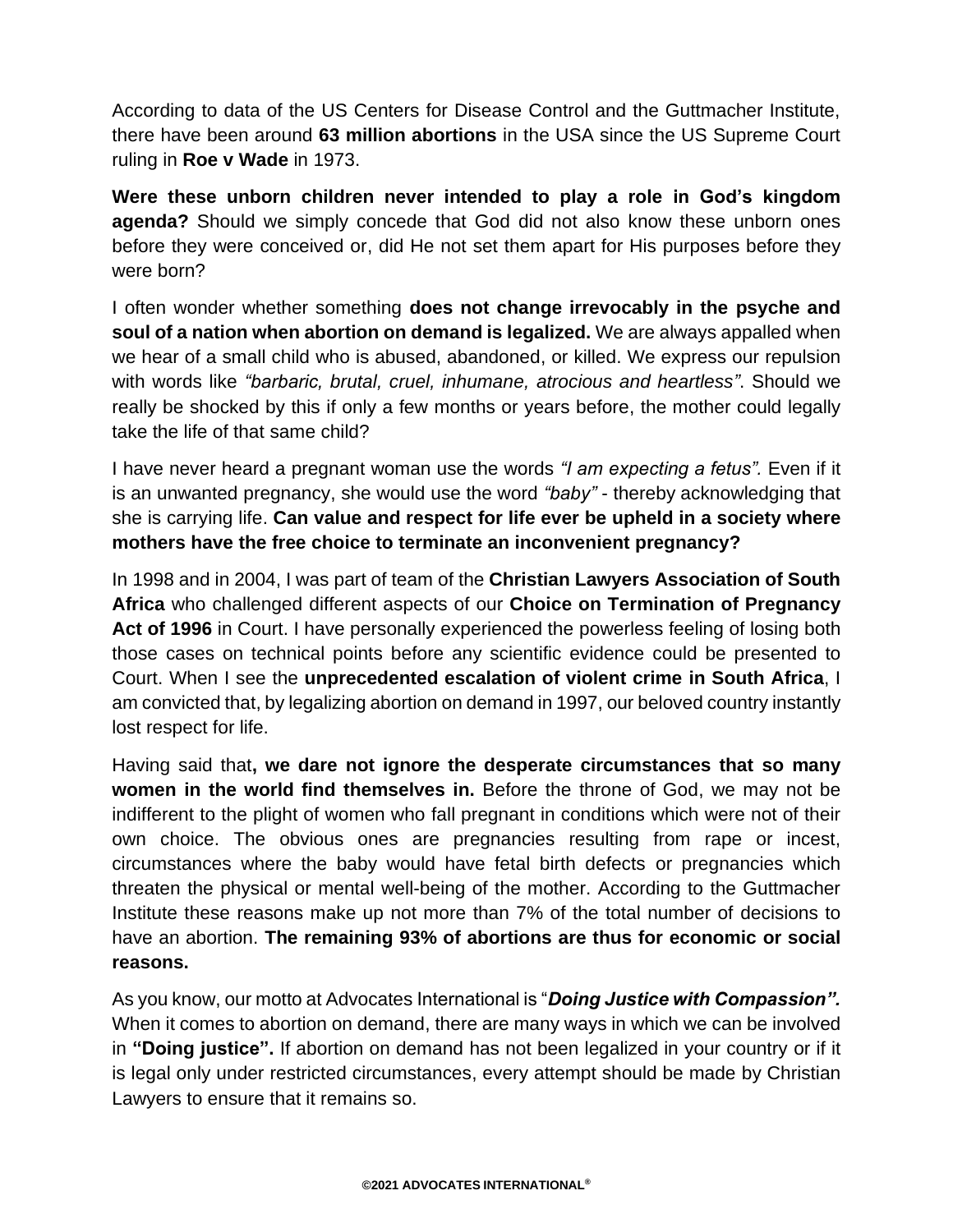According to data of the US Centers for Disease Control and the Guttmacher Institute, there have been around **63 million abortions** in the USA since the US Supreme Court ruling in **Roe v Wade** in 1973.

**Were these unborn children never intended to play a role in God's kingdom agenda?** Should we simply concede that God did not also know these unborn ones before they were conceived or, did He not set them apart for His purposes before they were born?

I often wonder whether something **does not change irrevocably in the psyche and soul of a nation when abortion on demand is legalized.** We are always appalled when we hear of a small child who is abused, abandoned, or killed. We express our repulsion with words like *"barbaric, brutal, cruel, inhumane, atrocious and heartless"*. Should we really be shocked by this if only a few months or years before, the mother could legally take the life of that same child?

I have never heard a pregnant woman use the words *"I am expecting a fetus".* Even if it is an unwanted pregnancy, she would use the word *"baby"* - thereby acknowledging that she is carrying life. **Can value and respect for life ever be upheld in a society where mothers have the free choice to terminate an inconvenient pregnancy?**

In 1998 and in 2004, I was part of team of the **Christian Lawyers Association of South Africa** who challenged different aspects of our **Choice on Termination of Pregnancy Act of 1996** in Court. I have personally experienced the powerless feeling of losing both those cases on technical points before any scientific evidence could be presented to Court. When I see the **unprecedented escalation of violent crime in South Africa**, I am convicted that, by legalizing abortion on demand in 1997, our beloved country instantly lost respect for life.

Having said that**, we dare not ignore the desperate circumstances that so many women in the world find themselves in.** Before the throne of God, we may not be indifferent to the plight of women who fall pregnant in conditions which were not of their own choice. The obvious ones are pregnancies resulting from rape or incest, circumstances where the baby would have fetal birth defects or pregnancies which threaten the physical or mental well-being of the mother. According to the Guttmacher Institute these reasons make up not more than 7% of the total number of decisions to have an abortion. **The remaining 93% of abortions are thus for economic or social reasons.**

As you know, our motto at Advocates International is "***Doing Justice with Compassion".*** When it comes to abortion on demand, there are many ways in which we can be involved in **"Doing justice".** If abortion on demand has not been legalized in your country or if it is legal only under restricted circumstances, every attempt should be made by Christian Lawyers to ensure that it remains so.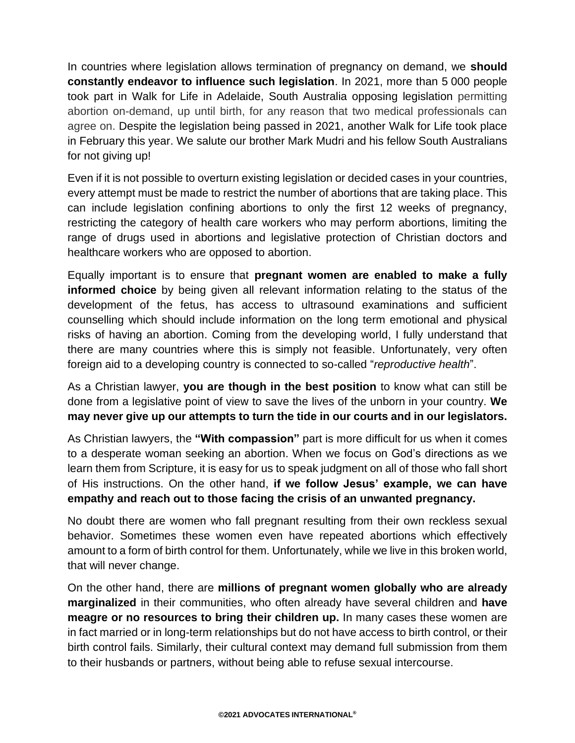In countries where legislation allows termination of pregnancy on demand, we **should constantly endeavor to influence such legislation**. In 2021, more than 5 000 people took part in Walk for Life in Adelaide, South Australia opposing legislation permitting abortion on-demand, up until birth, for any reason that two medical professionals can agree on. Despite the legislation being passed in 2021, another Walk for Life took place in February this year. We salute our brother Mark Mudri and his fellow South Australians for not giving up!

Even if it is not possible to overturn existing legislation or decided cases in your countries, every attempt must be made to restrict the number of abortions that are taking place. This can include legislation confining abortions to only the first 12 weeks of pregnancy, restricting the category of health care workers who may perform abortions, limiting the range of drugs used in abortions and legislative protection of Christian doctors and healthcare workers who are opposed to abortion.

Equally important is to ensure that **pregnant women are enabled to make a fully informed choice** by being given all relevant information relating to the status of the development of the fetus, has access to ultrasound examinations and sufficient counselling which should include information on the long term emotional and physical risks of having an abortion. Coming from the developing world, I fully understand that there are many countries where this is simply not feasible. Unfortunately, very often foreign aid to a developing country is connected to so-called "*reproductive health*".

As a Christian lawyer, **you are though in the best position** to know what can still be done from a legislative point of view to save the lives of the unborn in your country. **We may never give up our attempts to turn the tide in our courts and in our legislators.**

As Christian lawyers, the **"With compassion"** part is more difficult for us when it comes to a desperate woman seeking an abortion. When we focus on God's directions as we learn them from Scripture, it is easy for us to speak judgment on all of those who fall short of His instructions. On the other hand, **if we follow Jesus' example, we can have empathy and reach out to those facing the crisis of an unwanted pregnancy.**

No doubt there are women who fall pregnant resulting from their own reckless sexual behavior. Sometimes these women even have repeated abortions which effectively amount to a form of birth control for them. Unfortunately, while we live in this broken world, that will never change.

On the other hand, there are **millions of pregnant women globally who are already marginalized** in their communities, who often already have several children and **have meagre or no resources to bring their children up.** In many cases these women are in fact married or in long-term relationships but do not have access to birth control, or their birth control fails. Similarly, their cultural context may demand full submission from them to their husbands or partners, without being able to refuse sexual intercourse.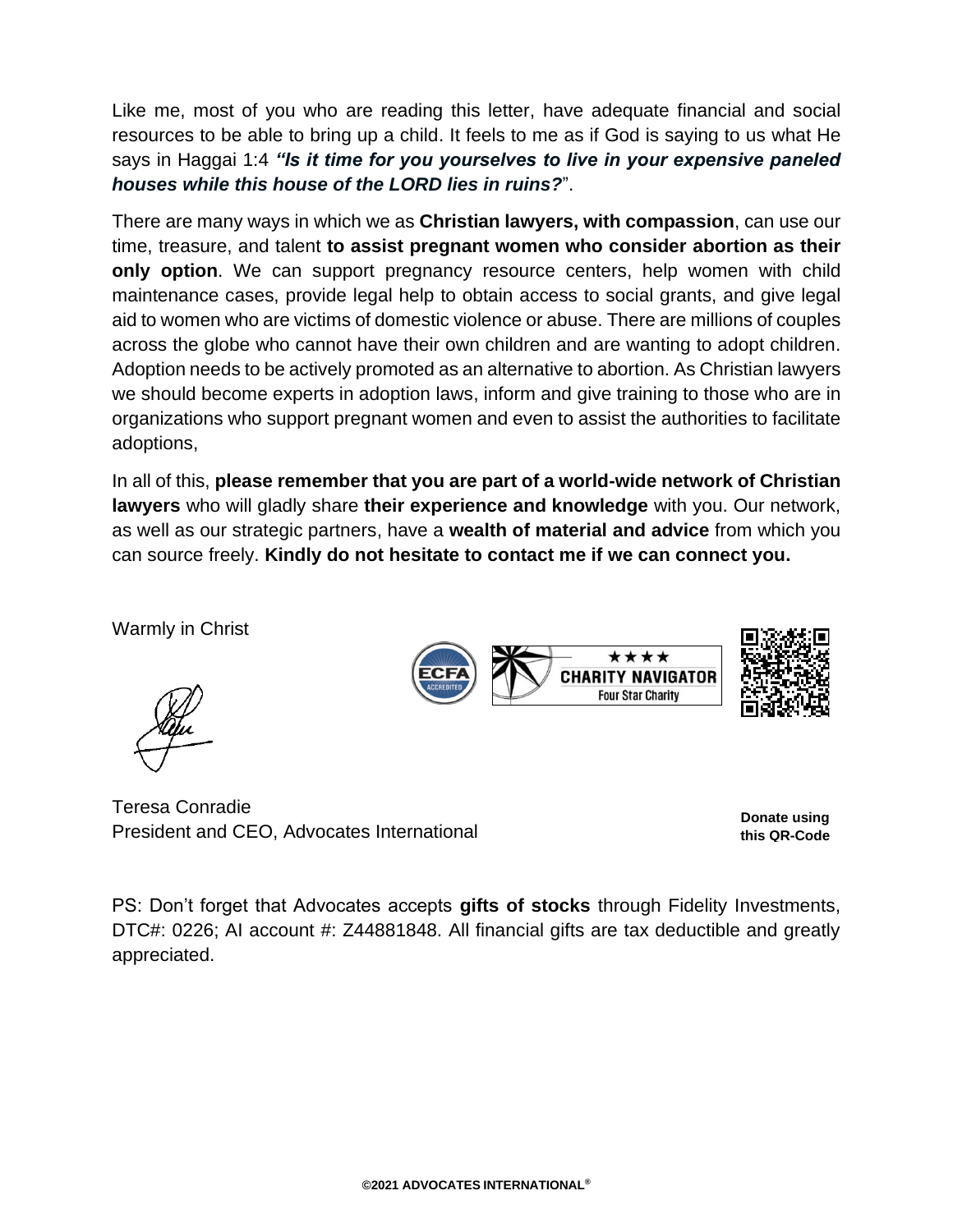Like me, most of you who are reading this letter, have adequate financial and social resources to be able to bring up a child. It feels to me as if God is saying to us what He says in Haggai 1:4 ***"Is it time for you yourselves to live in your expensive paneled houses while this house of the LORD lies in ruins?***".

There are many ways in which we as **Christian lawyers, with compassion**, can use our time, treasure, and talent **to assist pregnant women who consider abortion as their only option**. We can support pregnancy resource centers, help women with child maintenance cases, provide legal help to obtain access to social grants, and give legal aid to women who are victims of domestic violence or abuse. There are millions of couples across the globe who cannot have their own children and are wanting to adopt children. Adoption needs to be actively promoted as an alternative to abortion. As Christian lawyers we should become experts in adoption laws, inform and give training to those who are in organizations who support pregnant women and even to assist the authorities to facilitate adoptions,

In all of this, **please remember that you are part of a world-wide network of Christian lawyers** who will gladly share **their experience and knowledge** with you. Our network, as well as our strategic partners, have a **wealth of material and advice** from which you can source freely. **Kindly do not hesitate to contact me if we can connect you.**

Warmly in Christ

ECFA ACCREDITED

★★★★
CHARITY NAVIGATOR
Four Star Charity

Teresa Conradie
President and CEO, Advocates International

**Donate using this QR-Code**

PS: Don't forget that Advocates accepts **gifts of stocks** through Fidelity Investments, DTC#: 0226; AI account #: Z44881848. All financial gifts are tax deductible and greatly appreciated.

**©2021 ADVOCATES INTERNATIONAL®**